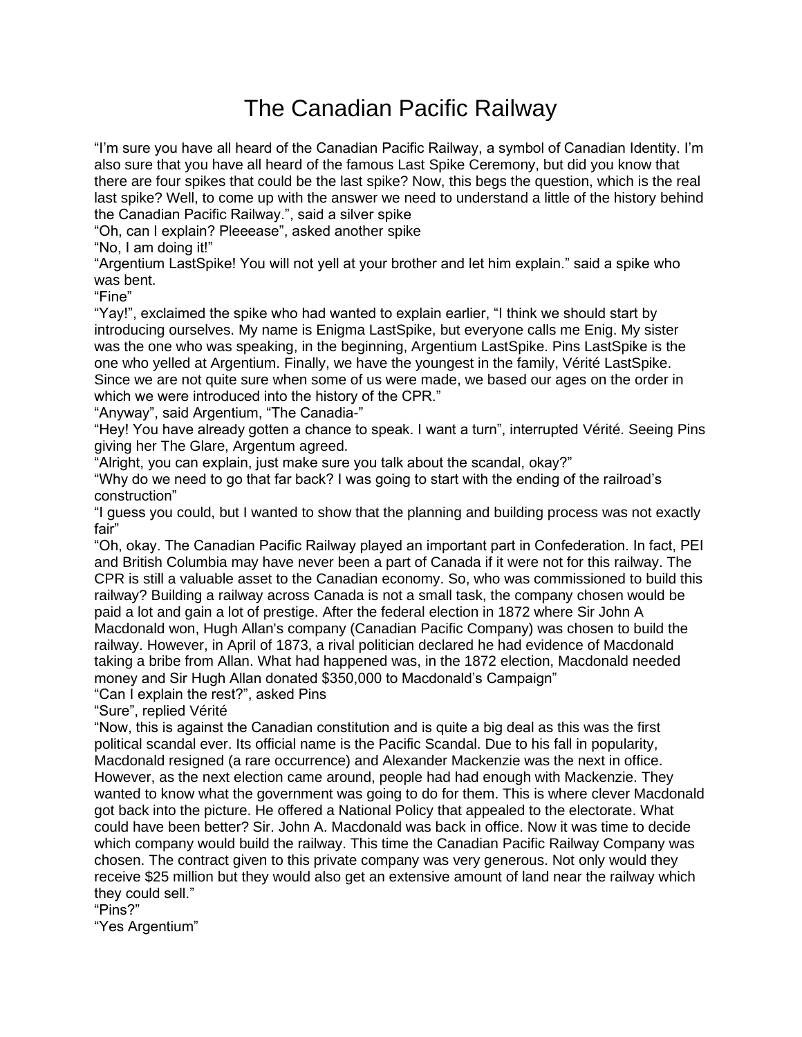# The Canadian Pacific Railway

"I'm sure you have all heard of the Canadian Pacific Railway, a symbol of Canadian Identity. I'm also sure that you have all heard of the famous Last Spike Ceremony, but did you know that there are four spikes that could be the last spike? Now, this begs the question, which is the real last spike? Well, to come up with the answer we need to understand a little of the history behind the Canadian Pacific Railway.", said a silver spike

"Oh, can I explain? Pleeease", asked another spike

"No, I am doing it!"

"Argentium LastSpike! You will not yell at your brother and let him explain." said a spike who was bent.

"Fine"

"Yay!", exclaimed the spike who had wanted to explain earlier, "I think we should start by introducing ourselves. My name is Enigma LastSpike, but everyone calls me Enig. My sister was the one who was speaking, in the beginning, Argentium LastSpike. Pins LastSpike is the one who yelled at Argentium. Finally, we have the youngest in the family, Vérité LastSpike. Since we are not quite sure when some of us were made, we based our ages on the order in which we were introduced into the history of the CPR."

"Anyway", said Argentium, "The Canadia-"

"Hey! You have already gotten a chance to speak. I want a turn", interrupted Vérité. Seeing Pins giving her The Glare, Argentum agreed.

"Alright, you can explain, just make sure you talk about the scandal, okay?"

"Why do we need to go that far back? I was going to start with the ending of the railroad's construction"

"I guess you could, but I wanted to show that the planning and building process was not exactly fair"

"Oh, okay. The Canadian Pacific Railway played an important part in Confederation. In fact, PEI and British Columbia may have never been a part of Canada if it were not for this railway. The CPR is still a valuable asset to the Canadian economy. So, who was commissioned to build this railway? Building a railway across Canada is not a small task, the company chosen would be paid a lot and gain a lot of prestige. After the federal election in 1872 where Sir John A Macdonald won, Hugh Allan's company (Canadian Pacific Company) was chosen to build the railway. However, in April of 1873, a rival politician declared he had evidence of Macdonald taking a bribe from Allan. What had happened was, in the 1872 election, Macdonald needed money and Sir Hugh Allan donated $350,000 to Macdonald's Campaign"

"Can I explain the rest?", asked Pins

"Sure", replied Vérité

"Now, this is against the Canadian constitution and is quite a big deal as this was the first political scandal ever. Its official name is the Pacific Scandal. Due to his fall in popularity, Macdonald resigned (a rare occurrence) and Alexander Mackenzie was the next in office. However, as the next election came around, people had had enough with Mackenzie. They wanted to know what the government was going to do for them. This is where clever Macdonald got back into the picture. He offered a National Policy that appealed to the electorate. What could have been better? Sir. John A. Macdonald was back in office. Now it was time to decide which company would build the railway. This time the Canadian Pacific Railway Company was chosen. The contract given to this private company was very generous. Not only would they receive $25 million but they would also get an extensive amount of land near the railway which they could sell."

"Pins?"

"Yes Argentium"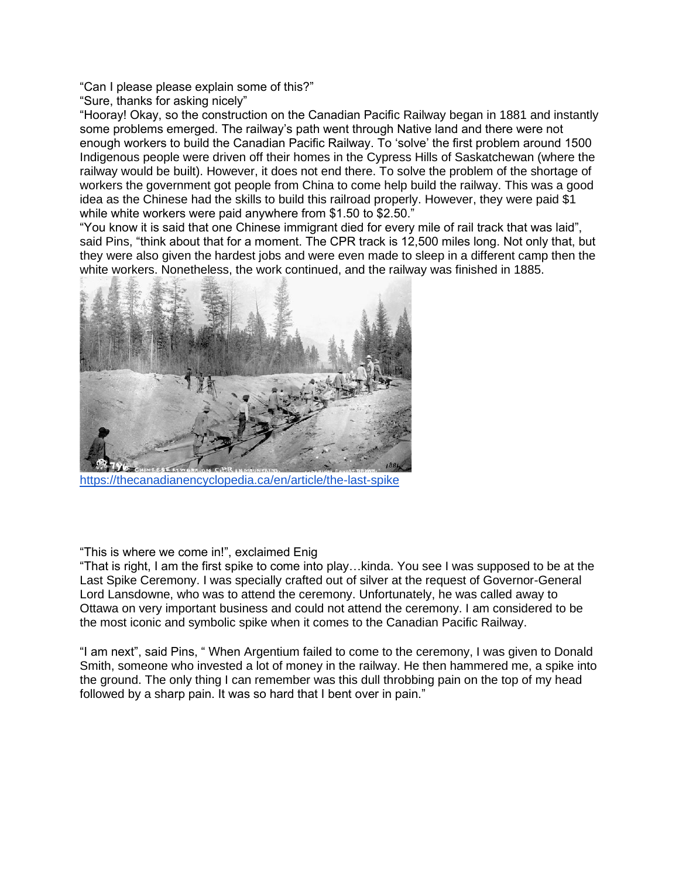"Can I please please explain some of this?"
"Sure, thanks for asking nicely"
"Hooray! Okay, so the construction on the Canadian Pacific Railway began in 1881 and instantly some problems emerged. The railway's path went through Native land and there were not enough workers to build the Canadian Pacific Railway. To 'solve' the first problem around 1500 Indigenous people were driven off their homes in the Cypress Hills of Saskatchewan (where the railway would be built). However, it does not end there. To solve the problem of the shortage of workers the government got people from China to come help build the railway. This was a good idea as the Chinese had the skills to build this railroad properly. However, they were paid $1 while white workers were paid anywhere from $1.50 to $2.50."
"You know it is said that one Chinese immigrant died for every mile of rail track that was laid", said Pins, "think about that for a moment. The CPR track is 12,500 miles long. Not only that, but they were also given the hardest jobs and were even made to sleep in a different camp then the white workers. Nonetheless, the work continued, and the railway was finished in 1885.

https://thecanadianencyclopedia.ca/en/article/the-last-spike

"This is where we come in!", exclaimed Enig
"That is right, I am the first spike to come into play…kinda. You see I was supposed to be at the Last Spike Ceremony. I was specially crafted out of silver at the request of Governor-General Lord Lansdowne, who was to attend the ceremony. Unfortunately, he was called away to Ottawa on very important business and could not attend the ceremony. I am considered to be the most iconic and symbolic spike when it comes to the Canadian Pacific Railway.

"I am next", said Pins, " When Argentium failed to come to the ceremony, I was given to Donald Smith, someone who invested a lot of money in the railway. He then hammered me, a spike into the ground. The only thing I can remember was this dull throbbing pain on the top of my head followed by a sharp pain. It was so hard that I bent over in pain."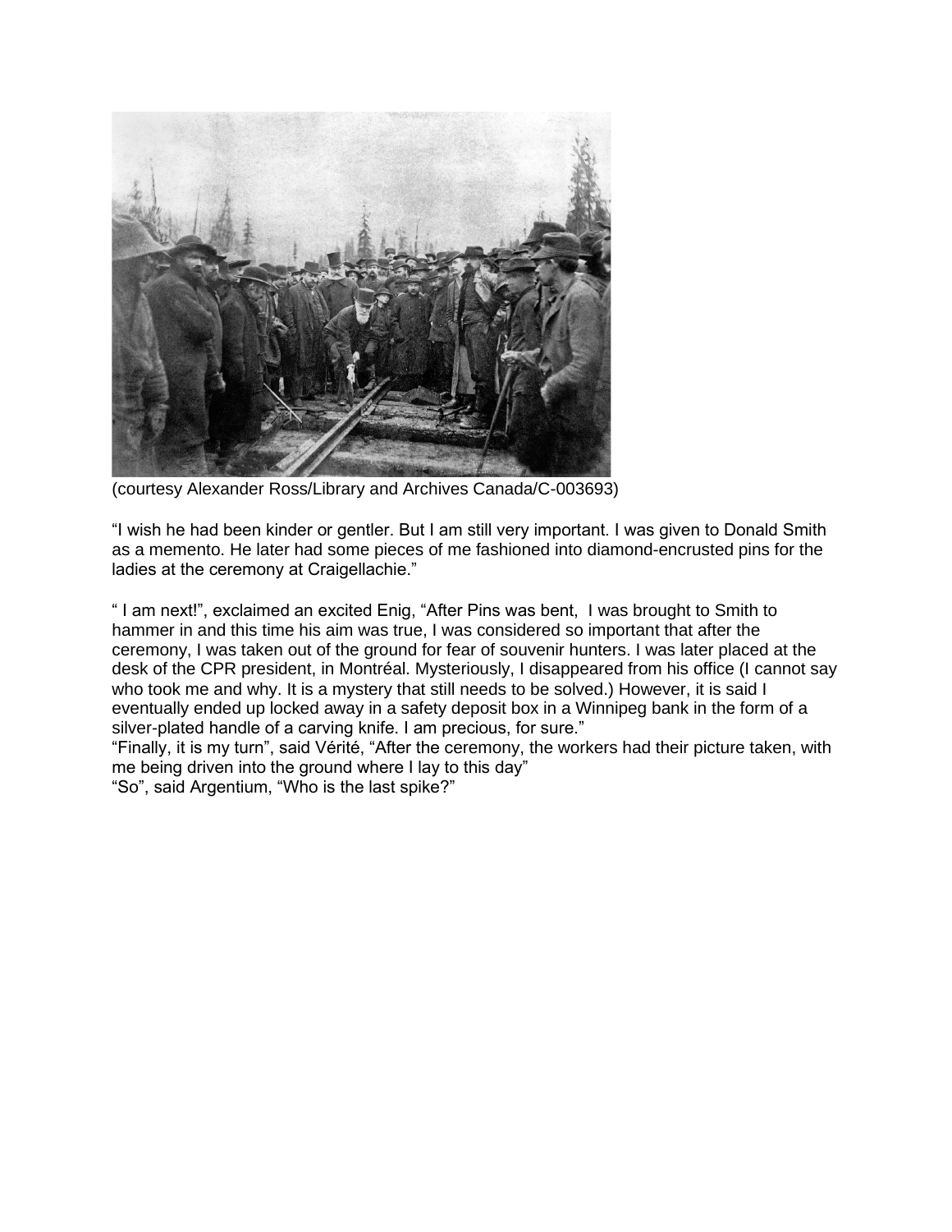(courtesy Alexander Ross/Library and Archives Canada/C-003693)

“I wish he had been kinder or gentler. But I am still very important. I was given to Donald Smith as a memento. He later had some pieces of me fashioned into diamond-encrusted pins for the ladies at the ceremony at Craigellachie.”

“ I am next!”, exclaimed an excited Enig, “After Pins was bent,  I was brought to Smith to hammer in and this time his aim was true, I was considered so important that after the ceremony, I was taken out of the ground for fear of souvenir hunters. I was later placed at the desk of the CPR president, in Montréal. Mysteriously, I disappeared from his office (I cannot say who took me and why. It is a mystery that still needs to be solved.) However, it is said I eventually ended up locked away in a safety deposit box in a Winnipeg bank in the form of a silver-plated handle of a carving knife. I am precious, for sure.”

“Finally, it is my turn”, said Vérité, “After the ceremony, the workers had their picture taken, with me being driven into the ground where I lay to this day”

“So”, said Argentium, “Who is the last spike?”